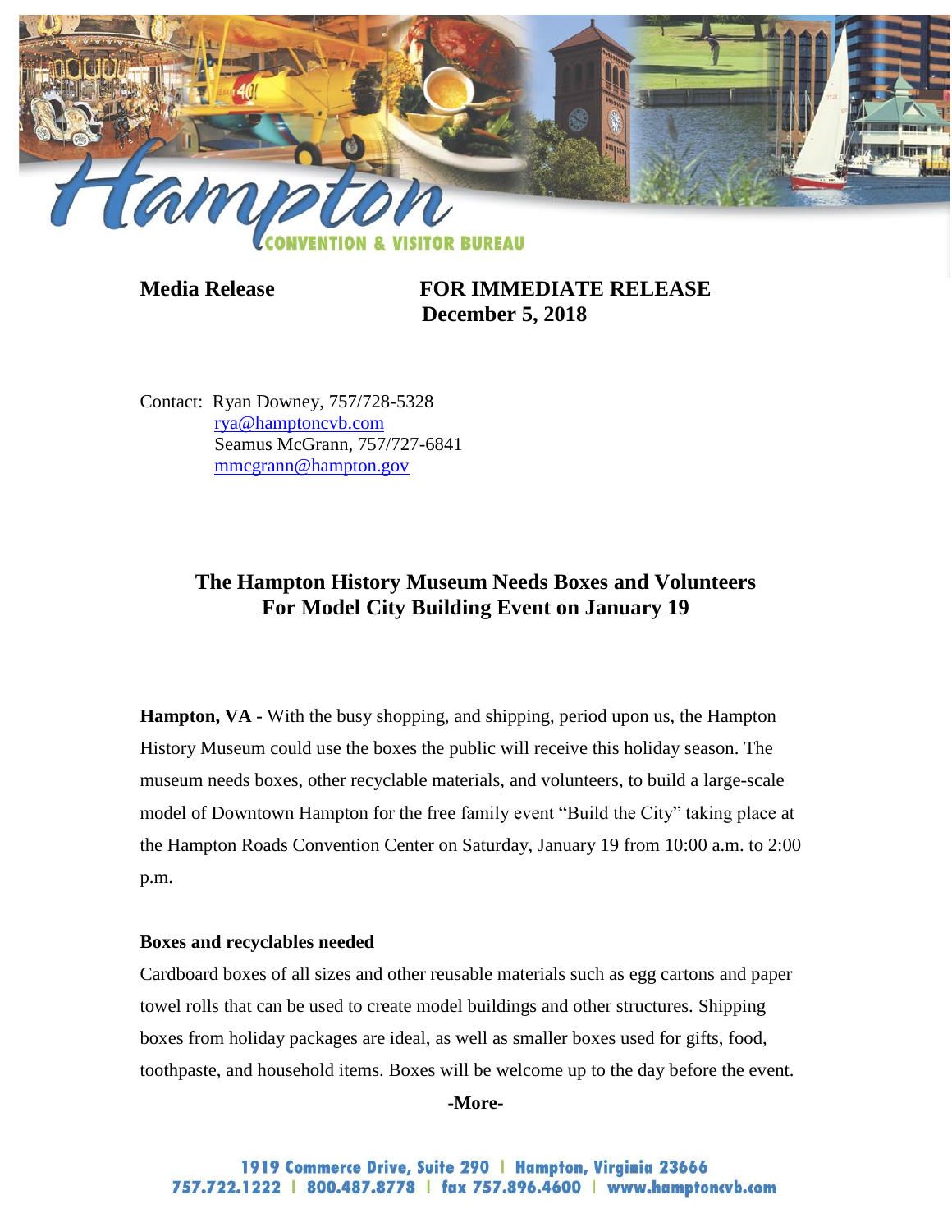**Media Release** **FOR IMMEDIATE RELEASE**
**December 5, 2018**

Contact: Ryan Downey, 757/728-5328
rya@hamptoncvb.com
Seamus McGrann, 757/727-6841
mmcgrann@hampton.gov

## The Hampton History Museum Needs Boxes and Volunteers For Model City Building Event on January 19

**Hampton, VA -** With the busy shopping, and shipping, period upon us, the Hampton History Museum could use the boxes the public will receive this holiday season. The museum needs boxes, other recyclable materials, and volunteers, to build a large-scale model of Downtown Hampton for the free family event "Build the City" taking place at the Hampton Roads Convention Center on Saturday, January 19 from 10:00 a.m. to 2:00 p.m.

**Boxes and recyclables needed**

Cardboard boxes of all sizes and other reusable materials such as egg cartons and paper towel rolls that can be used to create model buildings and other structures. Shipping boxes from holiday packages are ideal, as well as smaller boxes used for gifts, food, toothpaste, and household items. Boxes will be welcome up to the day before the event.

**-More-**

1919 Commerce Drive, Suite 290 | Hampton, Virginia 23666
757.722.1222 | 800.487.8778 | fax 757.896.4600 | www.hamptoncvb.com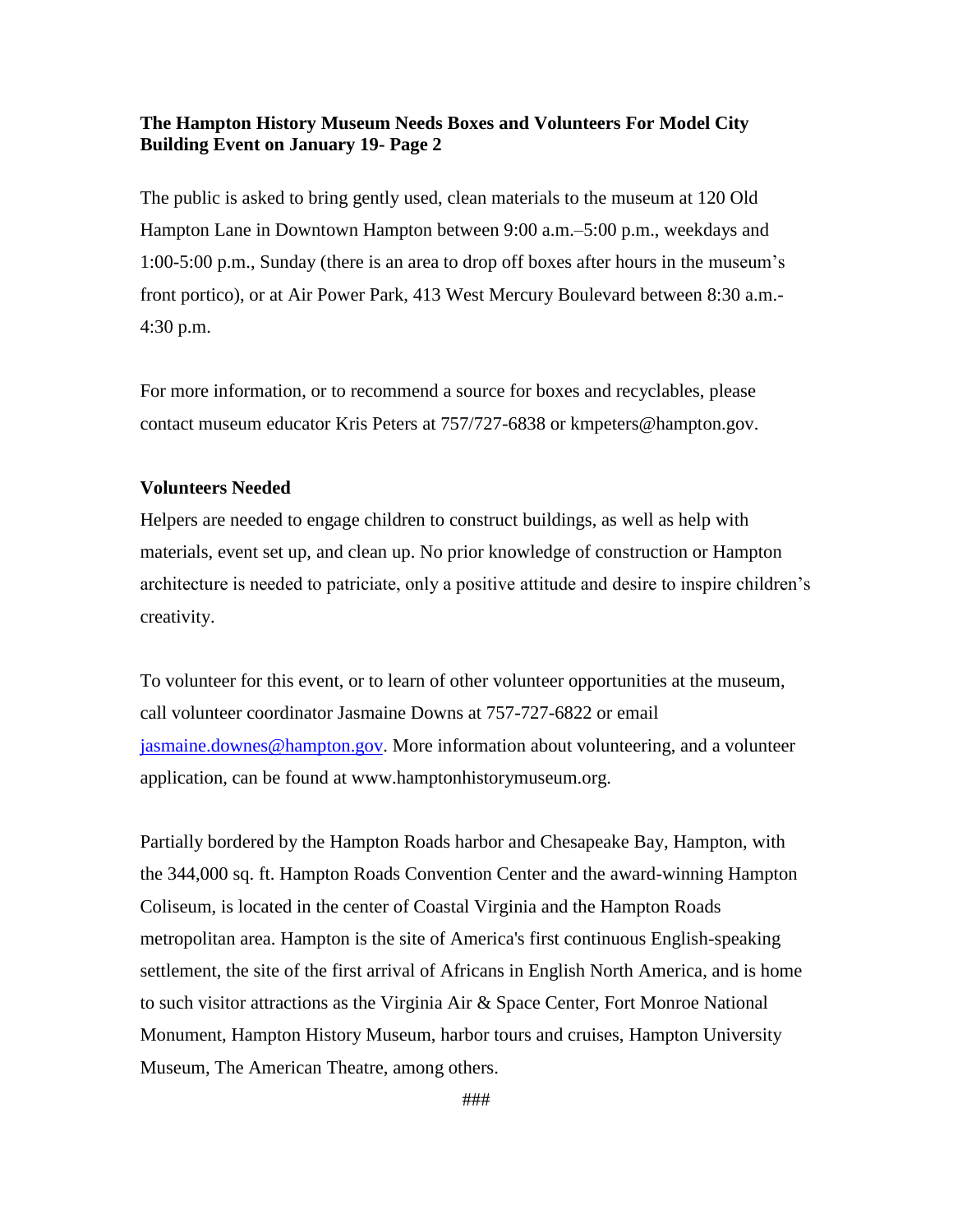**The Hampton History Museum Needs Boxes and Volunteers For Model City Building Event on January 19- Page 2**

The public is asked to bring gently used, clean materials to the museum at 120 Old Hampton Lane in Downtown Hampton between 9:00 a.m.–5:00 p.m., weekdays and 1:00-5:00 p.m., Sunday (there is an area to drop off boxes after hours in the museum's front portico), or at Air Power Park, 413 West Mercury Boulevard between 8:30 a.m.-4:30 p.m.

For more information, or to recommend a source for boxes and recyclables, please contact museum educator Kris Peters at 757/727-6838 or kmpeters@hampton.gov.

**Volunteers Needed**

Helpers are needed to engage children to construct buildings, as well as help with materials, event set up, and clean up. No prior knowledge of construction or Hampton architecture is needed to patriciate, only a positive attitude and desire to inspire children's creativity.

To volunteer for this event, or to learn of other volunteer opportunities at the museum, call volunteer coordinator Jasmaine Downs at 757-727-6822 or email jasmaine.downes@hampton.gov. More information about volunteering, and a volunteer application, can be found at www.hamptonhistorymuseum.org.

Partially bordered by the Hampton Roads harbor and Chesapeake Bay, Hampton, with the 344,000 sq. ft. Hampton Roads Convention Center and the award-winning Hampton Coliseum, is located in the center of Coastal Virginia and the Hampton Roads metropolitan area. Hampton is the site of America's first continuous English-speaking settlement, the site of the first arrival of Africans in English North America, and is home to such visitor attractions as the Virginia Air & Space Center, Fort Monroe National Monument, Hampton History Museum, harbor tours and cruises, Hampton University Museum, The American Theatre, among others.

###